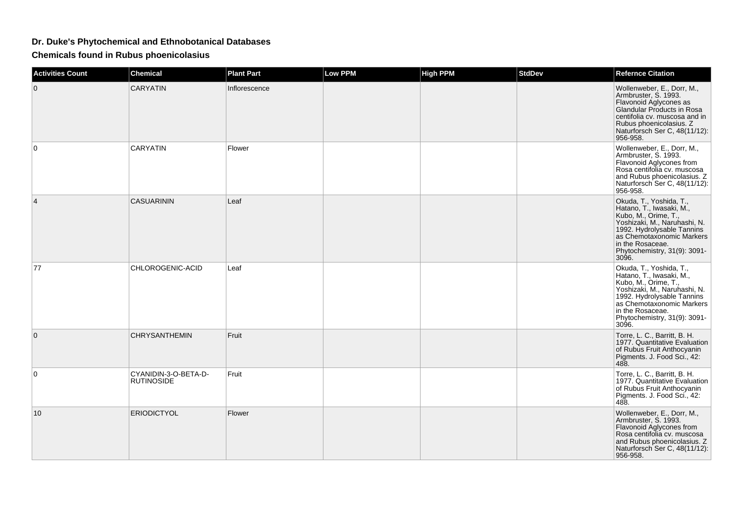# Dr. Duke's Phytochemical and Ethnobotanical Databases

## Chemicals found in Rubus phoenicolasius

| Activities Count | Chemical | Plant Part | Low PPM | High PPM | StdDev | Refernce Citation |
|---|---|---|---|---|---|---|
| 0 | CARYATIN | Inflorescence | | | | Wollenweber, E., Dorr, M., Armbruster, S. 1993. Flavonoid Aglycones as Glandular Products in Rosa centifolia cv. muscosa and in Rubus phoenicolasius. Z Naturforsch Ser C, 48(11/12): 956-958. |
| 0 | CARYATIN | Flower | | | | Wollenweber, E., Dorr, M., Armbruster, S. 1993. Flavonoid Aglycones from Rosa centifolia cv. muscosa and Rubus phoenicolasius. Z Naturforsch Ser C, 48(11/12): 956-958. |
| 4 | CASUARININ | Leaf | | | | Okuda, T., Yoshida, T., Hatano, T., Iwasaki, M., Kubo, M., Orime, T., Yoshizaki, M., Naruhashi, N. 1992. Hydrolysable Tannins as Chemotaxonomic Markers in the Rosaceae. Phytochemistry, 31(9): 3091-3096. |
| 77 | CHLOROGENIC-ACID | Leaf | | | | Okuda, T., Yoshida, T., Hatano, T., Iwasaki, M., Kubo, M., Orime, T., Yoshizaki, M., Naruhashi, N. 1992. Hydrolysable Tannins as Chemotaxonomic Markers in the Rosaceae. Phytochemistry, 31(9): 3091-3096. |
| 0 | CHRYSANTHEMIN | Fruit | | | | Torre, L. C., Barritt, B. H. 1977. Quantitative Evaluation of Rubus Fruit Anthocyanin Pigments. J. Food Sci., 42: 488. |
| 0 | CYANIDIN-3-O-BETA-D-RUTINOSIDE | Fruit | | | | Torre, L. C., Barritt, B. H. 1977. Quantitative Evaluation of Rubus Fruit Anthocyanin Pigments. J. Food Sci., 42: 488. |
| 10 | ERIODICTYOL | Flower | | | | Wollenweber, E., Dorr, M., Armbruster, S. 1993. Flavonoid Aglycones from Rosa centifolia cv. muscosa and Rubus phoenicolasius. Z Naturforsch Ser C, 48(11/12): 956-958. |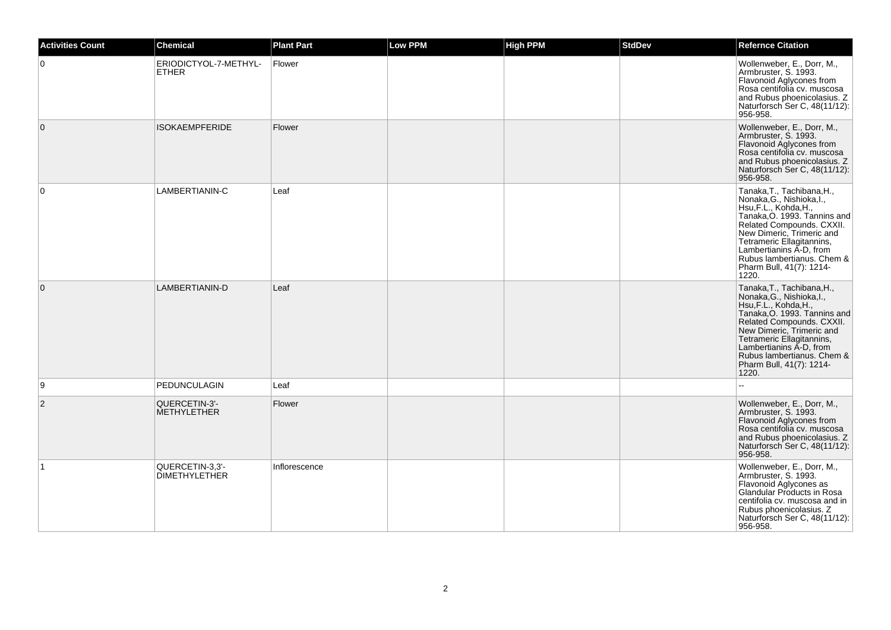| Activities Count | Chemical | Plant Part | Low PPM | High PPM | StdDev | Refernce Citation |
|---|---|---|---|---|---|---|
| 0 | ERIODICTYOL-7-METHYL-ETHER | Flower | | | | Wollenweber, E., Dorr, M., Armbruster, S. 1993. Flavonoid Aglycones from Rosa centifolia cv. muscosa and Rubus phoenicolasius. Z Naturforsch Ser C, 48(11/12): 956-958. |
| 0 | ISOKAEMPFERIDE | Flower | | | | Wollenweber, E., Dorr, M., Armbruster, S. 1993. Flavonoid Aglycones from Rosa centifolia cv. muscosa and Rubus phoenicolasius. Z Naturforsch Ser C, 48(11/12): 956-958. |
| 0 | LAMBERTIANIN-C | Leaf | | | | Tanaka,T., Tachibana,H., Nonaka,G., Nishioka,I., Hsu,F.L., Kohda,H., Tanaka,O. 1993. Tannins and Related Compounds. CXXII. New Dimeric, Trimeric and Tetrameric Ellagitannins, Lambertianins A-D, from Rubus lambertianus. Chem & Pharm Bull, 41(7): 1214-1220. |
| 0 | LAMBERTIANIN-D | Leaf | | | | Tanaka,T., Tachibana,H., Nonaka,G., Nishioka,I., Hsu,F.L., Kohda,H., Tanaka,O. 1993. Tannins and Related Compounds. CXXII. New Dimeric, Trimeric and Tetrameric Ellagitannins, Lambertianins A-D, from Rubus lambertianus. Chem & Pharm Bull, 41(7): 1214-1220. |
| 9 | PEDUNCULAGIN | Leaf | | | | -- |
| 2 | QUERCETIN-3'-METHYLETHER | Flower | | | | Wollenweber, E., Dorr, M., Armbruster, S. 1993. Flavonoid Aglycones from Rosa centifolia cv. muscosa and Rubus phoenicolasius. Z Naturforsch Ser C, 48(11/12): 956-958. |
| 1 | QUERCETIN-3,3'-DIMETHYLETHER | Inflorescence | | | | Wollenweber, E., Dorr, M., Armbruster, S. 1993. Flavonoid Aglycones as Glandular Products in Rosa centifolia cv. muscosa and in Rubus phoenicolasius. Z Naturforsch Ser C, 48(11/12): 956-958. |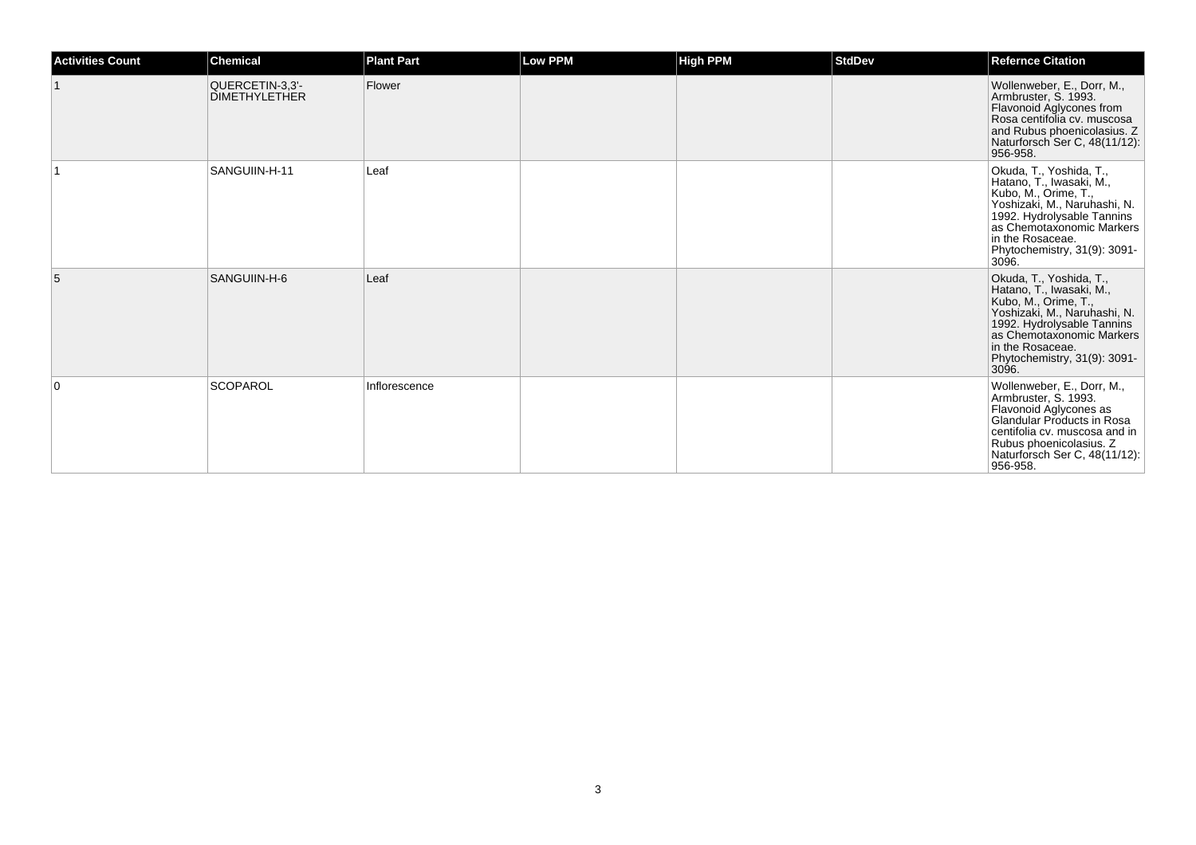| Activities Count | Chemical | Plant Part | Low PPM | High PPM | StdDev | Refernce Citation |
| --- | --- | --- | --- | --- | --- | --- |
| 1 | QUERCETIN-3,3'-DIMETHYLETHER | Flower | | | | Wollenweber, E., Dorr, M., Armbruster, S. 1993. Flavonoid Aglycones from Rosa centifolia cv. muscosa and Rubus phoenicolasius. Z Naturforsch Ser C, 48(11/12): 956-958. |
| 1 | SANGUIIN-H-11 | Leaf | | | | Okuda, T., Yoshida, T., Hatano, T., Iwasaki, M., Kubo, M., Orime, T., Yoshizaki, M., Naruhashi, N. 1992. Hydrolysable Tannins as Chemotaxonomic Markers in the Rosaceae. Phytochemistry, 31(9): 3091-3096. |
| 5 | SANGUIIN-H-6 | Leaf | | | | Okuda, T., Yoshida, T., Hatano, T., Iwasaki, M., Kubo, M., Orime, T., Yoshizaki, M., Naruhashi, N. 1992. Hydrolysable Tannins as Chemotaxonomic Markers in the Rosaceae. Phytochemistry, 31(9): 3091-3096. |
| 0 | SCOPAROL | Inflorescence | | | | Wollenweber, E., Dorr, M., Armbruster, S. 1993. Flavonoid Aglycones as Glandular Products in Rosa centifolia cv. muscosa and in Rubus phoenicolasius. Z Naturforsch Ser C, 48(11/12): 956-958. |